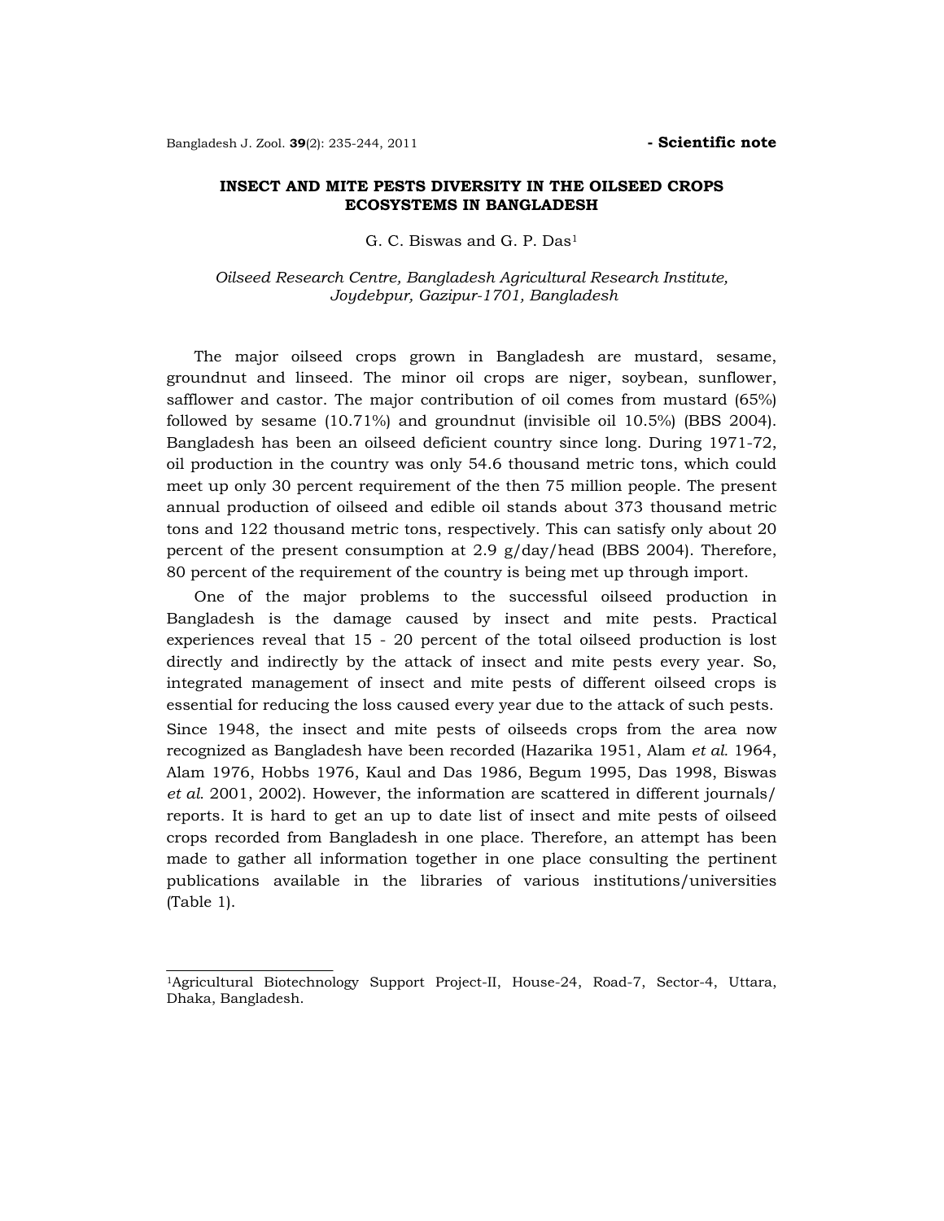- **Scientific note**

# INSECT AND MITE PESTS DIVERSITY IN THE OILSEED CROPS ECOSYSTEMS IN BANGLADESH

G. C. Biswas and G. P. Das[1]

*Oilseed Research Centre, Bangladesh Agricultural Research Institute, Joydebpur, Gazipur-1701, Bangladesh*

The major oilseed crops grown in Bangladesh are mustard, sesame, groundnut and linseed. The minor oil crops are niger, soybean, sunflower, safflower and castor. The major contribution of oil comes from mustard (65%) followed by sesame (10.71%) and groundnut (invisible oil 10.5%) (BBS 2004). Bangladesh has been an oilseed deficient country since long. During 1971-72, oil production in the country was only 54.6 thousand metric tons, which could meet up only 30 percent requirement of the then 75 million people. The present annual production of oilseed and edible oil stands about 373 thousand metric tons and 122 thousand metric tons, respectively. This can satisfy only about 20 percent of the present consumption at 2.9 g/day/head (BBS 2004). Therefore, 80 percent of the requirement of the country is being met up through import.

One of the major problems to the successful oilseed production in Bangladesh is the damage caused by insect and mite pests. Practical experiences reveal that 15 - 20 percent of the total oilseed production is lost directly and indirectly by the attack of insect and mite pests every year. So, integrated management of insect and mite pests of different oilseed crops is essential for reducing the loss caused every year due to the attack of such pests. Since 1948, the insect and mite pests of oilseeds crops from the area now recognized as Bangladesh have been recorded (Hazarika 1951, Alam *et al.* 1964, Alam 1976, Hobbs 1976, Kaul and Das 1986, Begum 1995, Das 1998, Biswas *et al.* 2001, 2002). However, the information are scattered in different journals/ reports. It is hard to get an up to date list of insect and mite pests of oilseed crops recorded from Bangladesh in one place. Therefore, an attempt has been made to gather all information together in one place consulting the pertinent publications available in the libraries of various institutions/universities (Table 1).

---

[1]Agricultural Biotechnology Support Project-II, House-24, Road-7, Sector-4, Uttara, Dhaka, Bangladesh.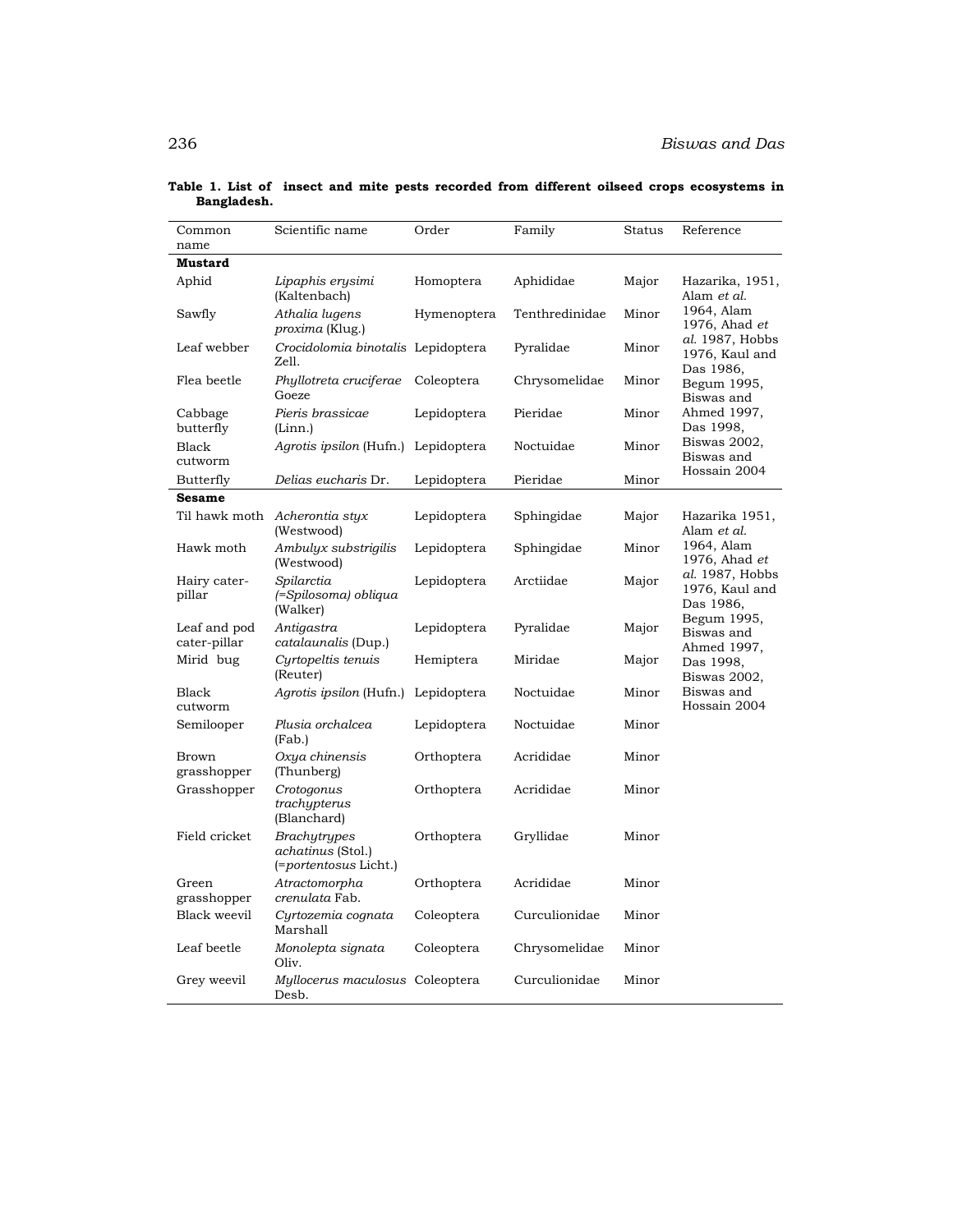**Table 1. List of insect and mite pests recorded from different oilseed crops ecosystems in Bangladesh.**

| Common name | Scientific name | Order | Family | Status | Reference |
|---|---|---|---|---|---|
| **Mustard** | | | | | |
| Aphid | *Lipaphis erysimi* (Kaltenbach) | Homoptera | Aphididae | Major | Hazarika, 1951, Alam *et al.* 1964, Alam 1976, Ahad *et al.* 1987, Hobbs 1976, Kaul and Das 1986, Begum 1995, Biswas and Ahmed 1997, Das 1998, Biswas 2002, Biswas and Hossain 2004 |
| Sawfly | *Athalia lugens proxima* (Klug.) | Hymenoptera | Tenthredinidae | Minor | |
| Leaf webber | *Crocidolomia binotalis* Zell. | Lepidoptera | Pyralidae | Minor | |
| Flea beetle | *Phyllotreta cruciferae* Goeze | Coleoptera | Chrysomelidae | Minor | |
| Cabbage butterfly | *Pieris brassicae* (Linn.) | Lepidoptera | Pieridae | Minor | |
| Black cutworm | *Agrotis ipsilon* (Hufn.) | Lepidoptera | Noctuidae | Minor | |
| Butterfly | *Delias eucharis* Dr. | Lepidoptera | Pieridae | Minor | |
| **Sesame** | | | | | |
| Til hawk moth | *Acherontia styx* (Westwood) | Lepidoptera | Sphingidae | Major | Hazarika 1951, Alam *et al.* 1964, Alam 1976, Ahad *et al.* 1987, Hobbs 1976, Kaul and Das 1986, Begum 1995, Biswas and Ahmed 1997, Das 1998, Biswas 2002, Biswas and Hossain 2004 |
| Hawk moth | *Ambulyx substrigilis* (Westwood) | Lepidoptera | Sphingidae | Minor | |
| Hairy cater-pillar | *Spilarctia (=Spilosoma) obliqua* (Walker) | Lepidoptera | Arctiidae | Major | |
| Leaf and pod cater-pillar | *Antigastra catalaunalis* (Dup.) | Lepidoptera | Pyralidae | Major | |
| Mirid bug | *Cyrtopeltis tenuis* (Reuter) | Hemiptera | Miridae | Major | |
| Black cutworm | *Agrotis ipsilon* (Hufn.) | Lepidoptera | Noctuidae | Minor | |
| Semilooper | *Plusia orchalcea* (Fab.) | Lepidoptera | Noctuidae | Minor | |
| Brown grasshopper | *Oxya chinensis* (Thunberg) | Orthoptera | Acrididae | Minor | |
| Grasshopper | *Crotogonus trachypterus* (Blanchard) | Orthoptera | Acrididae | Minor | |
| Field cricket | *Brachytrypes achatinus* (Stol.) (=*portentosus* Licht.) | Orthoptera | Gryllidae | Minor | |
| Green grasshopper | *Atractomorpha crenulata* Fab. | Orthoptera | Acrididae | Minor | |
| Black weevil | *Cyrtozemia cognata* Marshall | Coleoptera | Curculionidae | Minor | |
| Leaf beetle | *Monolepta signata* Oliv. | Coleoptera | Chrysomelidae | Minor | |
| Grey weevil | *Myllocerus maculosus* Desb. | Coleoptera | Curculionidae | Minor | |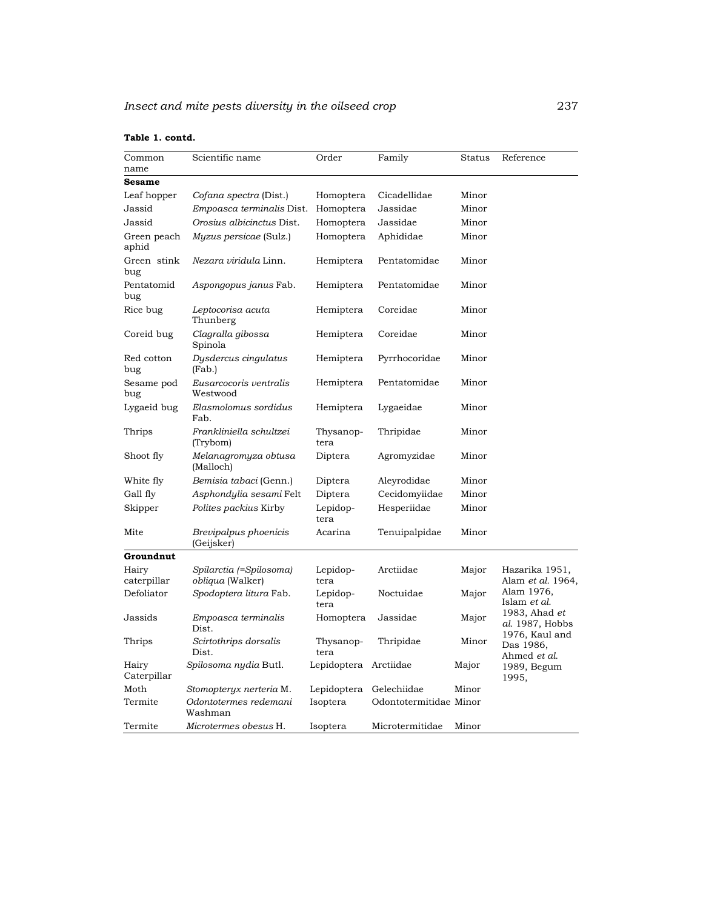**Table 1. contd.**

| Common name | Scientific name | Order | Family | Status | Reference |
|---|---|---|---|---|---|
| **Sesame** | | | | | |
| Leaf hopper | *Cofana spectra* (Dist.) | Homoptera | Cicadellidae | Minor | |
| Jassid | *Empoasca terminalis* Dist. | Homoptera | Jassidae | Minor | |
| Jassid | *Orosius albicinctus* Dist. | Homoptera | Jassidae | Minor | |
| Green peach aphid | *Myzus persicae* (Sulz.) | Homoptera | Aphididae | Minor | |
| Green stink bug | *Nezara viridula* Linn. | Hemiptera | Pentatomidae | Minor | |
| Pentatomid bug | *Aspongopus janus* Fab. | Hemiptera | Pentatomidae | Minor | |
| Rice bug | *Leptocorisa acuta* Thunberg | Hemiptera | Coreidae | Minor | |
| Coreid bug | *Clagralla gibossa* Spinola | Hemiptera | Coreidae | Minor | |
| Red cotton bug | *Dysdercus cingulatus* (Fab.) | Hemiptera | Pyrrhocoridae | Minor | |
| Sesame pod bug | *Eusarcocoris ventralis* Westwood | Hemiptera | Pentatomidae | Minor | |
| Lygaeid bug | *Elasmolomus sordidus* Fab. | Hemiptera | Lygaeidae | Minor | |
| Thrips | *Frankliniella schultzei* (Trybom) | Thysanoptera | Thripidae | Minor | |
| Shoot fly | *Melanagromyza obtusa* (Malloch) | Diptera | Agromyzidae | Minor | |
| White fly | *Bemisia tabaci* (Genn.) | Diptera | Aleyrodidae | Minor | |
| Gall fly | *Asphondylia sesami* Felt | Diptera | Cecidomyiidae | Minor | |
| Skipper | *Polites packius* Kirby | Lepidoptera | Hesperiidae | Minor | |
| Mite | *Brevipalpus phoenicis* (Geijsker) | Acarina | Tenuipalpidae | Minor | |
| **Groundnut** | | | | | |
| Hairy caterpillar | *Spilarctia (=Spilosoma) obliqua* (Walker) | Lepidoptera | Arctiidae | Major | Hazarika 1951, Alam *et al.* 1964, Alam 1976, Islam *et al.* 1983, Ahad *et al.* 1987, Hobbs 1976, Kaul and Das 1986, Ahmed *et al.* 1989, Begum 1995, |
| Defoliator | *Spodoptera litura* Fab. | Lepidoptera | Noctuidae | Major | |
| Jassids | *Empoasca terminalis* Dist. | Homoptera | Jassidae | Major | |
| Thrips | *Scirtothrips dorsalis* Dist. | Thysanoptera | Thripidae | Minor | |
| Hairy Caterpillar | *Spilosoma nydia* Butl. | Lepidoptera | Arctiidae | Major | |
| Moth | *Stomopteryx nerteria* M. | Lepidoptera | Gelechiidae | Minor | |
| Termite | *Odontotermes redemani* Washman | Isoptera | Odontotermitidae | Minor | |
| Termite | *Microtermes obesus* H. | Isoptera | Microtermitidae | Minor | |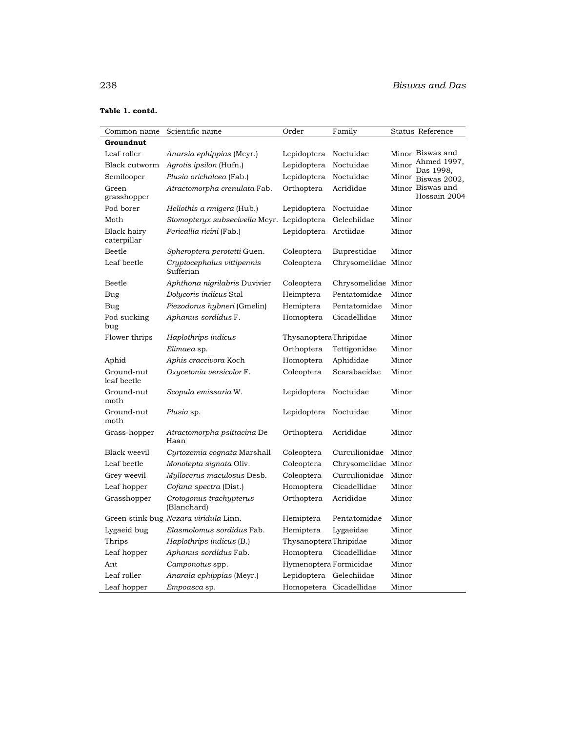**Table 1. contd.**

| Common name | Scientific name | Order | Family | Status | Reference |
|---|---|---|---|---|---|
| **Groundnut** | | | | | |
| Leaf roller | *Anarsia ephippias* (Meyr.) | Lepidoptera | Noctuidae | Minor | Biswas and Ahmed 1997, Das 1998, Biswas 2002, Biswas and Hossain 2004 |
| Black cutworm | *Agrotis ipsilon* (Hufn.) | Lepidoptera | Noctuidae | Minor | |
| Semilooper | *Plusia orichalcea* (Fab.) | Lepidoptera | Noctuidae | Minor | |
| Green grasshopper | *Atractomorpha crenulata* Fab. | Orthoptera | Acrididae | Minor | |
| Pod borer | *Heliothis a rmigera* (Hub.) | Lepidoptera | Noctuidae | Minor | |
| Moth | *Stomopteryx subsecivella* Mcyr. | Lepidoptera | Gelechiidae | Minor | |
| Black hairy caterpillar | *Pericallia ricini* (Fab.) | Lepidoptera | Arctiidae | Minor | |
| Beetle | *Spheroptera perotetti* Guen. | Coleoptera | Buprestidae | Minor | |
| Leaf beetle | *Cryptocephalus vittipennis* Sufferian | Coleoptera | Chrysomelidae | Minor | |
| Beetle | *Aphthona nigrilabris* Duvivier | Coleoptera | Chrysomelidae | Minor | |
| Bug | *Dolycoris indicus* Stal | Heimptera | Pentatomidae | Minor | |
| Bug | *Piezodorus hybneri* (Gmelin) | Hemiptera | Pentatomidae | Minor | |
| Pod sucking bug | *Aphanus sordidus* F. | Homoptera | Cicadellidae | Minor | |
| Flower thrips | *Haplothrips indicus* | Thysanoptera | Thripidae | Minor | |
| | *Elimaea* sp. | Orthoptera | Tettigonidae | Minor | |
| Aphid | *Aphis craccivora* Koch | Homoptera | Aphididae | Minor | |
| Ground-nut leaf beetle | *Oxycetonia versicolor* F. | Coleoptera | Scarabaeidae | Minor | |
| Ground-nut moth | *Scopula emissaria* W. | Lepidoptera | Noctuidae | Minor | |
| Ground-nut moth | *Plusia* sp. | Lepidoptera | Noctuidae | Minor | |
| Grass-hopper | *Atractomorpha psittacina* De Haan | Orthoptera | Acrididae | Minor | |
| Black weevil | *Cyrtozemia cognata* Marshall | Coleoptera | Curculionidae | Minor | |
| Leaf beetle | *Monolepta signata* Oliv. | Coleoptera | Chrysomelidae | Minor | |
| Grey weevil | *Myllocerus maculosus* Desb. | Coleoptera | Curculionidae | Minor | |
| Leaf hopper | *Cofana spectra* (Dist.) | Homoptera | Cicadellidae | Minor | |
| Grasshopper | *Crotogonus trachypterus* (Blanchard) | Orthoptera | Acrididae | Minor | |
| Green stink bug | *Nezara viridula* Linn. | Hemiptera | Pentatomidae | Minor | |
| Lygaeid bug | *Elasmolomus sordidus* Fab. | Hemiptera | Lygaeidae | Minor | |
| Thrips | *Haplothrips indicus* (B.) | Thysanoptera | Thripidae | Minor | |
| Leaf hopper | *Aphanus sordidus* Fab. | Homoptera | Cicadellidae | Minor | |
| Ant | *Camponotus* spp. | Hymenoptera | Formicidae | Minor | |
| Leaf roller | *Anarala ephippias* (Meyr.) | Lepidoptera | Gelechiidae | Minor | |
| Leaf hopper | *Empoasca* sp. | Homopetera | Cicadellidae | Minor | |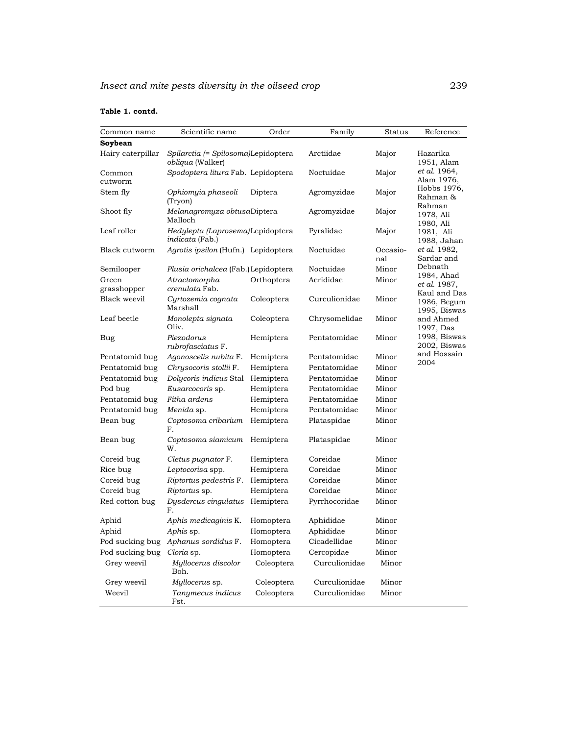**Table 1. contd.**

| Common name | Scientific name | Order | Family | Status | Reference |
|---|---|---|---|---|---|
| **Soybean** | | | | | |
| Hairy caterpillar | *Spilarctia (= Spilosoma) obliqua* (Walker) | Lepidoptera | Arctiidae | Major | Hazarika 1951, Alam *et al.* 1964, Alam 1976, Hobbs 1976, Rahman & Rahman 1978, Ali 1980, Ali 1981, Ali 1988, Jahan *et al.* 1982, Sardar and Debnath 1984, Ahad *et al.* 1987, Kaul and Das 1986, Begum 1995, Biswas and Ahmed 1997, Das 1998, Biswas 2002, Biswas and Hossain 2004 |
| Common cutworm | *Spodoptera litura* Fab. | Lepidoptera | Noctuidae | Major | |
| Stem fly | *Ophiomyia phaseoli* (Tryon) | Diptera | Agromyzidae | Major | |
| Shoot fly | *Melanagromyza obtusa* Malloch | Diptera | Agromyzidae | Major | |
| Leaf roller | *Hedylepta (Laprosema) indicata* (Fab.) | Lepidoptera | Pyralidae | Major | |
| Black cutworm | *Agrotis ipsilon* (Hufn.) | Lepidoptera | Noctuidae | Occasional | |
| Semilooper | *Plusia orichalcea* (Fab.) | Lepidoptera | Noctuidae | Minor | |
| Green grasshopper | *Atractomorpha crenulata* Fab. | Orthoptera | Acrididae | Minor | |
| Black weevil | *Cyrtozemia cognata* Marshall | Coleoptera | Curculionidae | Minor | |
| Leaf beetle | *Monolepta signata* Oliv. | Coleoptera | Chrysomelidae | Minor | |
| Bug | *Piezodorus rubrofasciatus* F. | Hemiptera | Pentatomidae | Minor | |
| Pentatomid bug | *Agonoscelis nubita* F. | Hemiptera | Pentatomidae | Minor | |
| Pentatomid bug | *Chrysocoris stollii* F. | Hemiptera | Pentatomidae | Minor | |
| Pentatomid bug | *Dolycoris indicus* Stal | Hemiptera | Pentatomidae | Minor | |
| Pod bug | *Eusarcocoris* sp. | Hemiptera | Pentatomidae | Minor | |
| Pentatomid bug | *Fitha ardens* | Hemiptera | Pentatomidae | Minor | |
| Pentatomid bug | *Menida* sp. | Hemiptera | Pentatomidae | Minor | |
| Bean bug | *Coptosoma cribarium* F. | Hemiptera | Plataspidae | Minor | |
| Bean bug | *Coptosoma siamicum* W. | Hemiptera | Plataspidae | Minor | |
| Coreid bug | *Cletus pugnator* F. | Hemiptera | Coreidae | Minor | |
| Rice bug | *Leptocorisa* spp. | Hemiptera | Coreidae | Minor | |
| Coreid bug | *Riptortus pedestris* F. | Hemiptera | Coreidae | Minor | |
| Coreid bug | *Riptortus* sp. | Hemiptera | Coreidae | Minor | |
| Red cotton bug | *Dysdercus cingulatus* F. | Hemiptera | Pyrrhocoridae | Minor | |
| Aphid | *Aphis medicaginis* K. | Homoptera | Aphididae | Minor | |
| Aphid | *Aphis* sp. | Homoptera | Aphididae | Minor | |
| Pod sucking bug | *Aphanus sordidus* F. | Homoptera | Cicadellidae | Minor | |
| Pod sucking bug | *Cloria* sp. | Homoptera | Cercopidae | Minor | |
| Grey weevil | *Myllocerus discolor* Boh. | Coleoptera | Curculionidae | Minor | |
| Grey weevil | *Myllocerus* sp. | Coleoptera | Curculionidae | Minor | |
| Weevil | *Tanymecus indicus* Fst. | Coleoptera | Curculionidae | Minor | |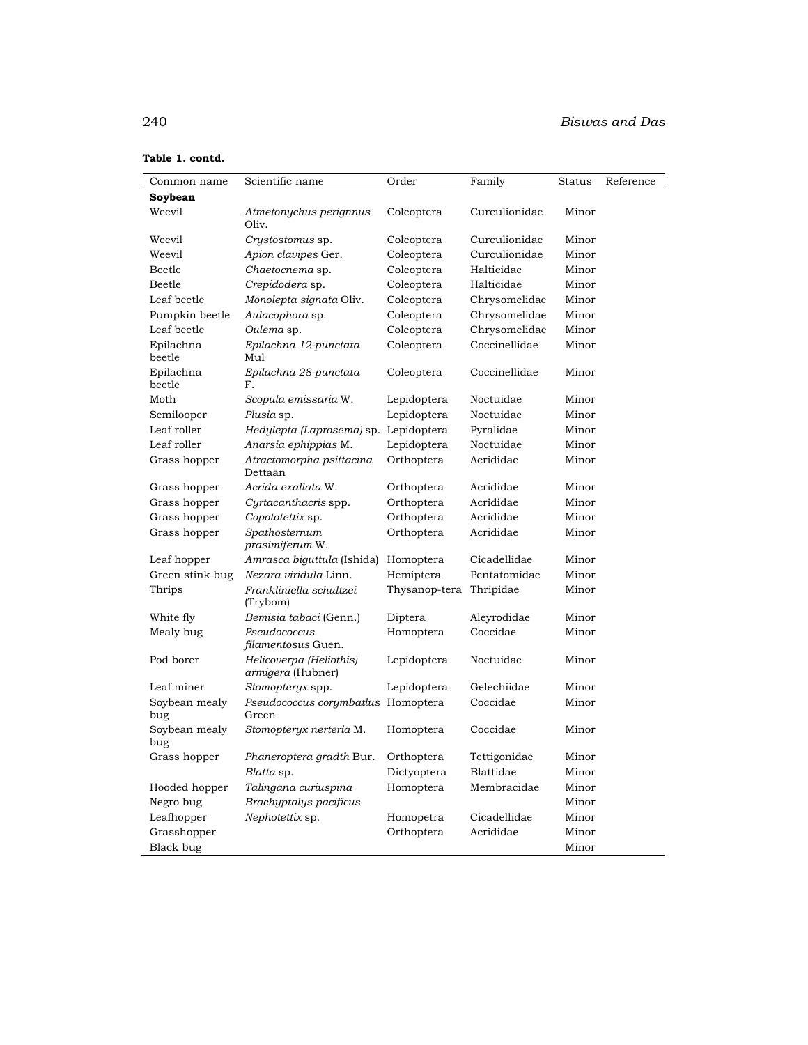**Table 1. contd.**

| Common name | Scientific name | Order | Family | Status | Reference |
|---|---|---|---|---|---|
| **Soybean** | | | | | |
| Weevil | *Atmetonychus perignnus* Oliv. | Coleoptera | Curculionidae | Minor | |
| Weevil | *Crystostomus* sp. | Coleoptera | Curculionidae | Minor | |
| Weevil | *Apion clavipes* Ger. | Coleoptera | Curculionidae | Minor | |
| Beetle | *Chaetocnema* sp. | Coleoptera | Halticidae | Minor | |
| Beetle | *Crepidodera* sp. | Coleoptera | Halticidae | Minor | |
| Leaf beetle | *Monolepta signata* Oliv. | Coleoptera | Chrysomelidae | Minor | |
| Pumpkin beetle | *Aulacophora* sp. | Coleoptera | Chrysomelidae | Minor | |
| Leaf beetle | *Oulema* sp. | Coleoptera | Chrysomelidae | Minor | |
| Epilachna beetle | *Epilachna 12-punctata* Mul | Coleoptera | Coccinellidae | Minor | |
| Epilachna beetle | *Epilachna 28-punctata* F. | Coleoptera | Coccinellidae | Minor | |
| Moth | *Scopula emissaria* W. | Lepidoptera | Noctuidae | Minor | |
| Semilooper | *Plusia* sp. | Lepidoptera | Noctuidae | Minor | |
| Leaf roller | *Hedylepta (Laprosema)* sp. | Lepidoptera | Pyralidae | Minor | |
| Leaf roller | *Anarsia ephippias* M. | Lepidoptera | Noctuidae | Minor | |
| Grass hopper | *Atractomorpha psittacina* Dettaan | Orthoptera | Acrididae | Minor | |
| Grass hopper | *Acrida exallata* W. | Orthoptera | Acrididae | Minor | |
| Grass hopper | *Cyrtacanthacris* spp. | Orthoptera | Acrididae | Minor | |
| Grass hopper | *Copototettix* sp. | Orthoptera | Acrididae | Minor | |
| Grass hopper | *Spathosternum prasimiferum* W. | Orthoptera | Acrididae | Minor | |
| Leaf hopper | *Amrasca biguttula* (Ishida) | Homoptera | Cicadellidae | Minor | |
| Green stink bug | *Nezara viridula* Linn. | Hemiptera | Pentatomidae | Minor | |
| Thrips | *Frankliniella schultzei* (Trybom) | Thysanop-tera | Thripidae | Minor | |
| White fly | *Bemisia tabaci* (Genn.) | Diptera | Aleyrodidae | Minor | |
| Mealy bug | *Pseudococcus filamentosus* Guen. | Homoptera | Coccidae | Minor | |
| Pod borer | *Helicoverpa (Heliothis) armigera* (Hubner) | Lepidoptera | Noctuidae | Minor | |
| Leaf miner | *Stomopteryx* spp. | Lepidoptera | Gelechiidae | Minor | |
| Soybean mealy bug | *Pseudococcus corymbatlus* Green | Homoptera | Coccidae | Minor | |
| Soybean mealy bug | *Stomopteryx nerteria* M. | Homoptera | Coccidae | Minor | |
| Grass hopper | *Phaneroptera gradth* Bur. | Orthoptera | Tettigonidae | Minor | |
| | *Blatta* sp. | Dictyoptera | Blattidae | Minor | |
| Hooded hopper | *Talingana curiuspina* | Homoptera | Membracidae | Minor | |
| Negro bug | *Brachyptalys pacificus* | | | Minor | |
| Leafhopper | *Nephotettix* sp. | Homopetra | Cicadellidae | Minor | |
| Grasshopper | | Orthoptera | Acrididae | Minor | |
| Black bug | | | | Minor | |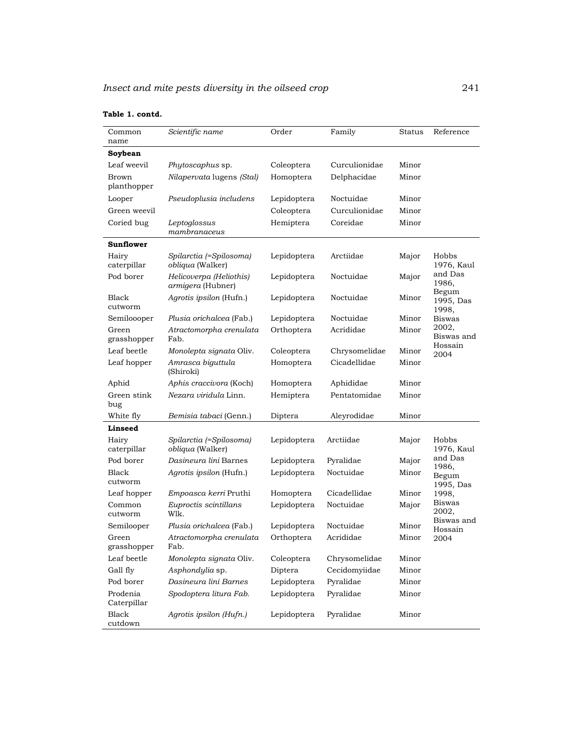**Table 1. contd.**

| Common name | Scientific name | Order | Family | Status | Reference |
|---|---|---|---|---|---|
| **Soybean** | | | | | |
| Leaf weevil | *Phytoscaphus* sp. | Coleoptera | Curculionidae | Minor | |
| Brown planthopper | *Nilapervata* lugens *(Stal)* | Homoptera | Delphacidae | Minor | |
| Looper | *Pseudoplusia includens* | Lepidoptera | Noctuidae | Minor | |
| Green weevil | | Coleoptera | Curculionidae | Minor | |
| Coried bug | *Leptoglossus mambranaceus* | Hemiptera | Coreidae | Minor | |
| **Sunflower** | | | | | |
| Hairy caterpillar | *Spilarctia (=Spilosoma) obliqua* (Walker) | Lepidoptera | Arctiidae | Major | Hobbs 1976, Kaul and Das 1986, Begum 1995, Das 1998, Biswas 2002, Biswas and Hossain 2004 |
| Pod borer | *Helicoverpa (Heliothis) armigera* (Hubner) | Lepidoptera | Noctuidae | Major | |
| Black cutworm | *Agrotis ipsilon* (Hufn.) | Lepidoptera | Noctuidae | Minor | |
| Semilooper | *Plusia orichalcea* (Fab.) | Lepidoptera | Noctuidae | Minor | |
| Green grasshopper | *Atractomorpha crenulata* Fab. | Orthoptera | Acrididae | Minor | |
| Leaf beetle | *Monolepta signata* Oliv. | Coleoptera | Chrysomelidae | Minor | |
| Leaf hopper | *Amrasca biguttula* (Shiroki) | Homoptera | Cicadellidae | Minor | |
| Aphid | *Aphis craccivora* (Koch) | Homoptera | Aphididae | Minor | |
| Green stink bug | *Nezara viridula* Linn. | Hemiptera | Pentatomidae | Minor | |
| White fly | *Bemisia tabaci* (Genn.) | Diptera | Aleyrodidae | Minor | |
| **Linseed** | | | | | |
| Hairy caterpillar | *Spilarctia (=Spilosoma) obliqua* (Walker) | Lepidoptera | Arctiidae | Major | Hobbs 1976, Kaul and Das 1986, Begum 1995, Das 1998, Biswas 2002, Biswas and Hossain 2004 |
| Pod borer | *Dasineura lini* Barnes | Lepidoptera | Pyralidae | Major | |
| Black cutworm | *Agrotis ipsilon* (Hufn.) | Lepidoptera | Noctuidae | Minor | |
| Leaf hopper | *Empoasca kerri* Pruthi | Homoptera | Cicadellidae | Minor | |
| Common cutworm | *Euproctis scintillans* Wlk. | Lepidoptera | Noctuidae | Major | |
| Semilooper | *Plusia orichalcea* (Fab.) | Lepidoptera | Noctuidae | Minor | |
| Green grasshopper | *Atractomorpha crenulata* Fab. | Orthoptera | Acrididae | Minor | |
| Leaf beetle | *Monolepta signata* Oliv. | Coleoptera | Chrysomelidae | Minor | |
| Gall fly | *Asphondylia* sp. | Diptera | Cecidomyiidae | Minor | |
| Pod borer | *Dasineura lini Barnes* | Lepidoptera | Pyralidae | Minor | |
| Prodenia Caterpillar | *Spodoptera litura Fab.* | Lepidoptera | Pyralidae | Minor | |
| Black cutdown | *Agrotis ipsilon (Hufn.)* | Lepidoptera | Pyralidae | Minor | |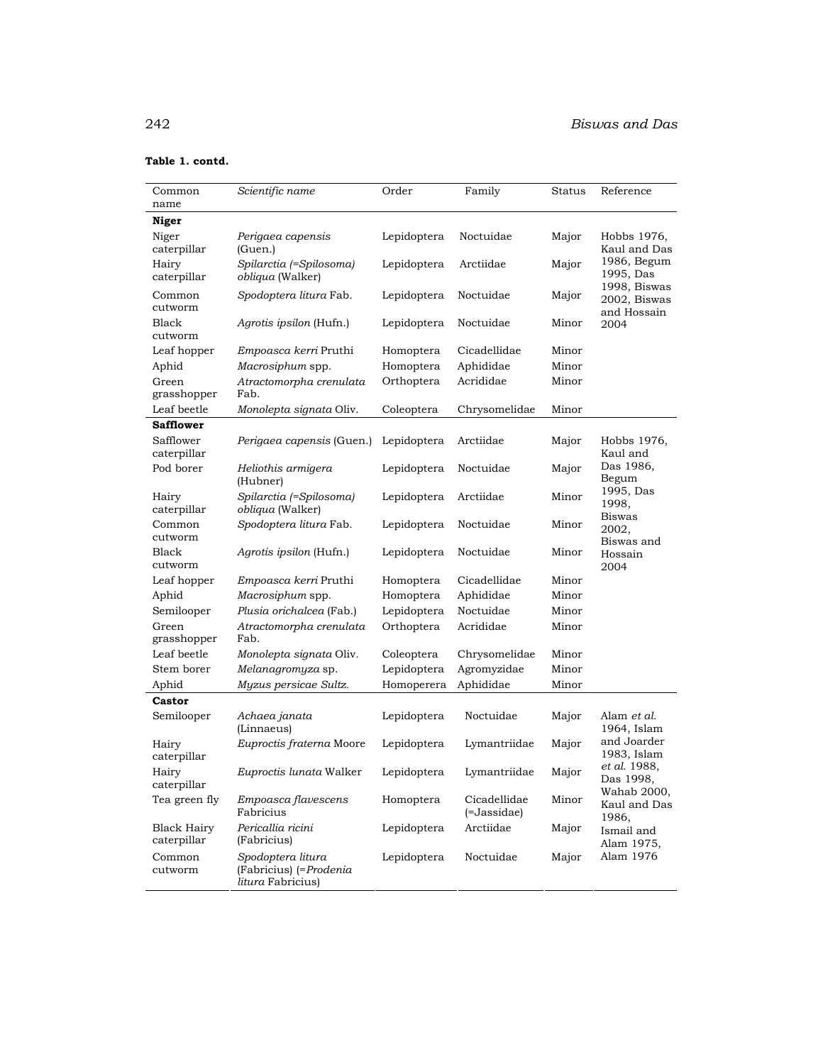**Table 1. contd.**

| Common name | *Scientific name* | Order | Family | Status | Reference |
|---|---|---|---|---|---|
| **Niger** | | | | | |
| Niger caterpillar | *Perigaea capensis* (Guen.) | Lepidoptera | Noctuidae | Major | Hobbs 1976, Kaul and Das 1986, Begum 1995, Das 1998, Biswas 2002, Biswas and Hossain 2004 |
| Hairy caterpillar | *Spilarctia (=Spilosoma) obliqua* (Walker) | Lepidoptera | Arctiidae | Major | |
| Common cutworm | *Spodoptera litura* Fab. | Lepidoptera | Noctuidae | Major | |
| Black cutworm | *Agrotis ipsilon* (Hufn.) | Lepidoptera | Noctuidae | Minor | |
| Leaf hopper | *Empoasca kerri* Pruthi | Homoptera | Cicadellidae | Minor | |
| Aphid | *Macrosiphum* spp. | Homoptera | Aphididae | Minor | |
| Green grasshopper | *Atractomorpha crenulata* Fab. | Orthoptera | Acrididae | Minor | |
| Leaf beetle | *Monolepta signata* Oliv. | Coleoptera | Chrysomelidae | Minor | |
| **Safflower** | | | | | |
| Safflower caterpillar | *Perigaea capensis* (Guen.) | Lepidoptera | Arctiidae | Major | Hobbs 1976, Kaul and Das 1986, Begum 1995, Das 1998, Biswas 2002, Biswas and Hossain 2004 |
| Pod borer | *Heliothis armigera* (Hubner) | Lepidoptera | Noctuidae | Major | |
| Hairy caterpillar | *Spilarctia (=Spilosoma) obliqua* (Walker) | Lepidoptera | Arctiidae | Minor | |
| Common cutworm | *Spodoptera litura* Fab. | Lepidoptera | Noctuidae | Minor | |
| Black cutworm | *Agrotis ipsilon* (Hufn.) | Lepidoptera | Noctuidae | Minor | |
| Leaf hopper | *Empoasca kerri* Pruthi | Homoptera | Cicadellidae | Minor | |
| Aphid | *Macrosiphum* spp. | Homoptera | Aphididae | Minor | |
| Semilooper | *Plusia orichalcea* (Fab.) | Lepidoptera | Noctuidae | Minor | |
| Green grasshopper | *Atractomorpha crenulata* Fab. | Orthoptera | Acrididae | Minor | |
| Leaf beetle | *Monolepta signata* Oliv. | Coleoptera | Chrysomelidae | Minor | |
| Stem borer | *Melanagromyza* sp. | Lepidoptera | Agromyzidae | Minor | |
| Aphid | *Myzus persicae Sultz.* | Homoperera | Aphididae | Minor | |
| **Castor** | | | | | |
| Semilooper | *Achaea janata* (Linnaeus) | Lepidoptera | Noctuidae | Major | Alam *et al.* 1964, Islam and Joarder 1983, Islam *et al.* 1988, Das 1998, Wahab 2000, Kaul and Das 1986, Ismail and Alam 1975, Alam 1976 |
| Hairy caterpillar | *Euproctis fraterna* Moore | Lepidoptera | Lymantriidae | Major | |
| Hairy caterpillar | *Euproctis lunata* Walker | Lepidoptera | Lymantriidae | Major | |
| Tea green fly | *Empoasca flavescens* Fabricius | Homoptera | Cicadellidae (=Jassidae) | Minor | |
| Black Hairy caterpillar | *Pericallia ricini* (Fabricius) | Lepidoptera | Arctiidae | Major | |
| Common cutworm | *Spodoptera litura* (Fabricius) (=*Prodenia litura* Fabricius) | Lepidoptera | Noctuidae | Major | |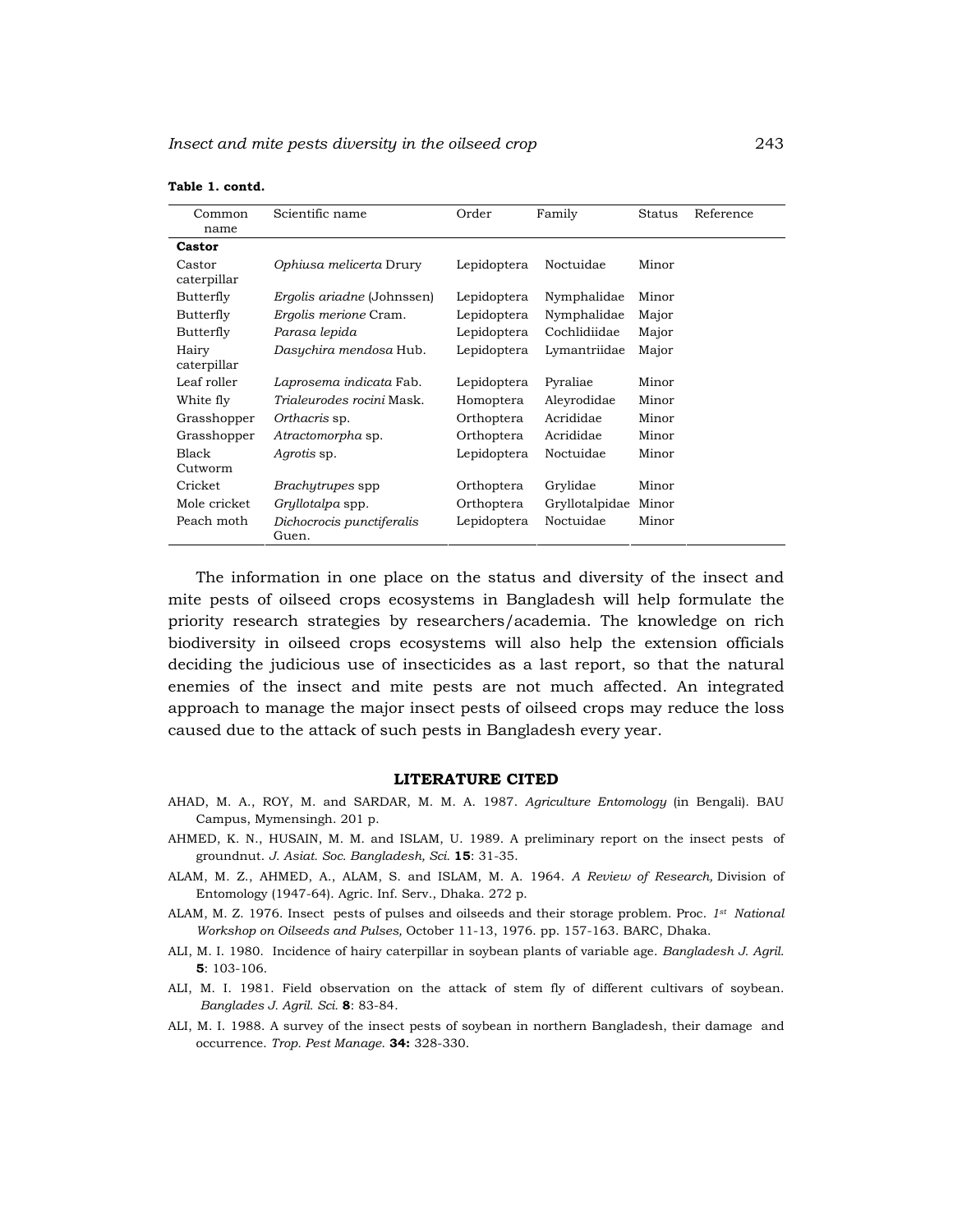**Table 1. contd.**

| Common name | Scientific name | Order | Family | Status | Reference |
|---|---|---|---|---|---|
| **Castor** | | | | | |
| Castor caterpillar | *Ophiusa melicerta* Drury | Lepidoptera | Noctuidae | Minor | |
| Butterfly | *Ergolis ariadne* (Johnssen) | Lepidoptera | Nymphalidae | Minor | |
| Butterfly | *Ergolis merione* Cram. | Lepidoptera | Nymphalidae | Major | |
| Butterfly | *Parasa lepida* | Lepidoptera | Cochlidiidae | Major | |
| Hairy caterpillar | *Dasychira mendosa* Hub. | Lepidoptera | Lymantriidae | Major | |
| Leaf roller | *Laprosema indicata* Fab. | Lepidoptera | Pyraliae | Minor | |
| White fly | *Trialeurodes rocini* Mask. | Homoptera | Aleyrodidae | Minor | |
| Grasshopper | *Orthacris* sp. | Orthoptera | Acrididae | Minor | |
| Grasshopper | *Atractomorpha* sp. | Orthoptera | Acrididae | Minor | |
| Black Cutworm | *Agrotis* sp. | Lepidoptera | Noctuidae | Minor | |
| Cricket | *Brachytrupes* spp | Orthoptera | Grylidae | Minor | |
| Mole cricket | *Gryllotalpa* spp. | Orthoptera | Gryllotalpidae | Minor | |
| Peach moth | *Dichocrocis punctiferalis* Guen. | Lepidoptera | Noctuidae | Minor | |

The information in one place on the status and diversity of the insect and mite pests of oilseed crops ecosystems in Bangladesh will help formulate the priority research strategies by researchers/academia. The knowledge on rich biodiversity in oilseed crops ecosystems will also help the extension officials deciding the judicious use of insecticides as a last report, so that the natural enemies of the insect and mite pests are not much affected. An integrated approach to manage the major insect pests of oilseed crops may reduce the loss caused due to the attack of such pests in Bangladesh every year.

## LITERATURE CITED

AHAD, M. A., ROY, M. and SARDAR, M. M. A. 1987. *Agriculture Entomology* (in Bengali). BAU Campus, Mymensingh. 201 p.

AHMED, K. N., HUSAIN, M. M. and ISLAM, U. 1989. A preliminary report on the insect pests of groundnut. *J. Asiat. Soc. Bangladesh, Sci.* **15**: 31-35.

ALAM, M. Z., AHMED, A., ALAM, S. and ISLAM, M. A. 1964. *A Review of Research,* Division of Entomology (1947-64). Agric. Inf. Serv., Dhaka. 272 p.

ALAM, M. Z. 1976. Insect pests of pulses and oilseeds and their storage problem. Proc. *1st National Workshop on Oilseeds and Pulses,* October 11-13, 1976. pp. 157-163. BARC, Dhaka.

ALI, M. I. 1980. Incidence of hairy caterpillar in soybean plants of variable age. *Bangladesh J. Agril.* **5**: 103-106.

ALI, M. I. 1981. Field observation on the attack of stem fly of different cultivars of soybean. *Banglades J. Agril. Sci.* **8**: 83-84.

ALI, M. I. 1988. A survey of the insect pests of soybean in northern Bangladesh, their damage and occurrence. *Trop. Pest Manage.* **34:** 328-330.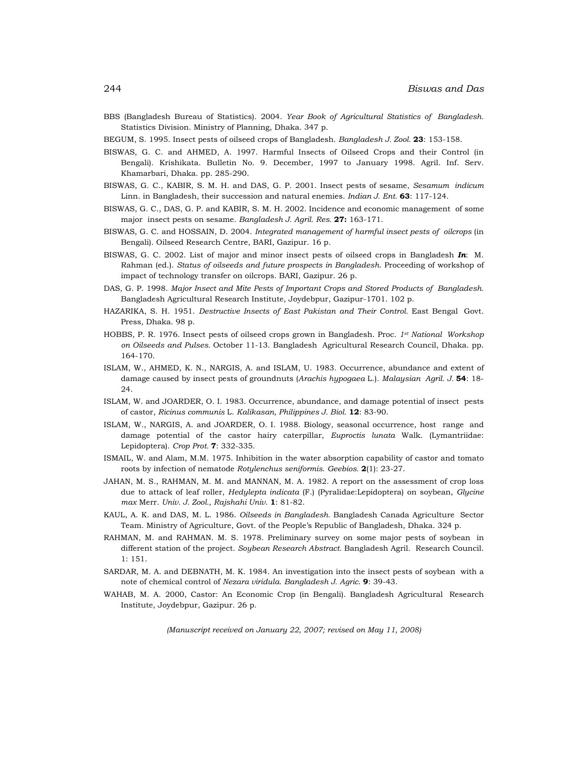BBS (Bangladesh Bureau of Statistics). 2004. *Year Book of Agricultural Statistics of Bangladesh.* Statistics Division. Ministry of Planning, Dhaka. 347 p.

BEGUM, S. 1995. Insect pests of oilseed crops of Bangladesh. *Bangladesh J. Zool.* **23**: 153-158.

BISWAS, G. C. and AHMED, A. 1997. Harmful Insects of Oilseed Crops and their Control (in Bengali). Krishikata. Bulletin No. 9. December, 1997 to January 1998. Agril. Inf. Serv. Khamarbari, Dhaka. pp. 285-290.

BISWAS, G. C., KABIR, S. M. H. and DAS, G. P. 2001. Insect pests of sesame, *Sesamum indicum* Linn. in Bangladesh, their succession and natural enemies. *Indian J. Ent.* **63**: 117-124.

BISWAS, G. C., DAS, G. P. and KABIR, S. M. H. 2002. Incidence and economic management of some major insect pests on sesame. *Bangladesh J. Agril. Res.* **27:** 163-171.

BISWAS, G. C. and HOSSAIN, D. 2004. *Integrated management of harmful insect pests of oilcrops* (in Bengali). Oilseed Research Centre, BARI, Gazipur. 16 p.

BISWAS, G. C. 2002. List of major and minor insect pests of oilseed crops in Bangladesh ***In***: M. Rahman (ed.). *Status of oilseeds and future prospects in Bangladesh*. Proceeding of workshop of impact of technology transfer on oilcrops. BARI, Gazipur. 26 p.

DAS, G. P. 1998. *Major Insect and Mite Pests of Important Crops and Stored Products of Bangladesh.* Bangladesh Agricultural Research Institute, Joydebpur, Gazipur-1701. 102 p.

HAZARIKA, S. H. 1951. *Destructive Insects of East Pakistan and Their Control*. East Bengal Govt. Press, Dhaka. 98 p.

HOBBS, P. R. 1976. Insect pests of oilseed crops grown in Bangladesh. Proc. *1st National Workshop on Oilseeds and Pulses.* October 11-13. Bangladesh Agricultural Research Council, Dhaka. pp. 164-170.

ISLAM, W., AHMED, K. N., NARGIS, A. and ISLAM, U. 1983. Occurrence, abundance and extent of damage caused by insect pests of groundnuts (*Arachis hypogaea* L.). *Malaysian Agril. J.* **54**: 18-24.

ISLAM, W. and JOARDER, O. I. 1983. Occurrence, abundance, and damage potential of insect pests of castor, *Ricinus communis* L. *Kalikasan, Philippines J. Biol.* **12**: 83-90.

ISLAM, W., NARGIS, A. and JOARDER, O. I. 1988. Biology, seasonal occurrence, host range and damage potential of the castor hairy caterpillar, *Euproctis lunata* Walk. (Lymantriidae: Lepidoptera). *Crop Prot.* **7**: 332-335.

ISMAIL, W. and Alam, M.M. 1975. Inhibition in the water absorption capability of castor and tomato roots by infection of nematode *Rotylenchus seniformis*. *Geebios.* **2**(1): 23-27.

JAHAN, M. S., RAHMAN, M. M. and MANNAN, M. A. 1982. A report on the assessment of crop loss due to attack of leaf roller, *Hedylepta indicata* (F.) (Pyralidae:Lepidoptera) on soybean, *Glycine max* Merr. *Univ. J. Zool., Rajshahi Univ.* **1**: 81-82.

KAUL, A. K. and DAS, M. L. 1986. *Oilseeds in Bangladesh*. Bangladesh Canada Agriculture Sector Team. Ministry of Agriculture, Govt. of the People's Republic of Bangladesh, Dhaka. 324 p.

RAHMAN, M. and RAHMAN. M. S. 1978. Preliminary survey on some major pests of soybean in different station of the project. *Soybean Research Abstract.* Bangladesh Agril. Research Council. 1: 151.

SARDAR, M. A. and DEBNATH, M. K. 1984. An investigation into the insect pests of soybean with a note of chemical control of *Nezara viridula*. *Bangladesh J. Agric.* **9**: 39-43.

WAHAB, M. A. 2000, Castor: An Economic Crop (in Bengali). Bangladesh Agricultural Research Institute, Joydebpur, Gazipur. 26 p.

*(Manuscript received on January 22, 2007; revised on May 11, 2008)*